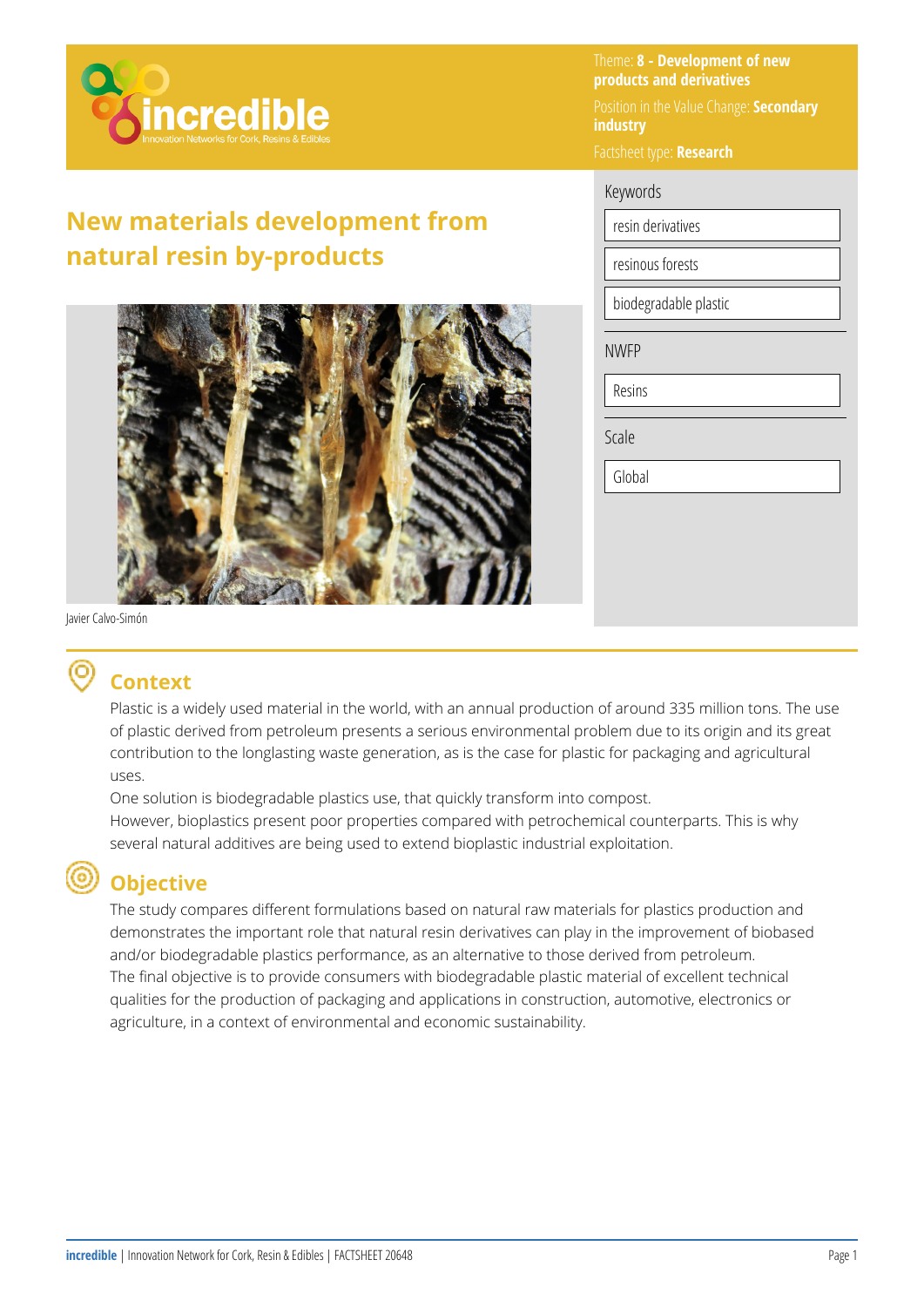Theme: **8 - Development of new products and derivatives**

Position in the Value Change: **Secondary industry**

Factsheet type: **Research**

# New materials development from natural resin by-products

Javier Calvo-Simón

**Keywords**

- resin derivatives
- resinous forests
- biodegradable plastic

**NWFP**

- Resins

**Scale**

- Global

## Context

Plastic is a widely used material in the world, with an annual production of around 335 million tons. The use of plastic derived from petroleum presents a serious environmental problem due to its origin and its great contribution to the longlasting waste generation, as is the case for plastic for packaging and agricultural uses.

One solution is biodegradable plastics use, that quickly transform into compost.

However, bioplastics present poor properties compared with petrochemical counterparts. This is why several natural additives are being used to extend bioplastic industrial exploitation.

## Objective

The study compares different formulations based on natural raw materials for plastics production and demonstrates the important role that natural resin derivatives can play in the improvement of biobased and/or biodegradable plastics performance, as an alternative to those derived from petroleum.

The final objective is to provide consumers with biodegradable plastic material of excellent technical qualities for the production of packaging and applications in construction, automotive, electronics or agriculture, in a context of environmental and economic sustainability.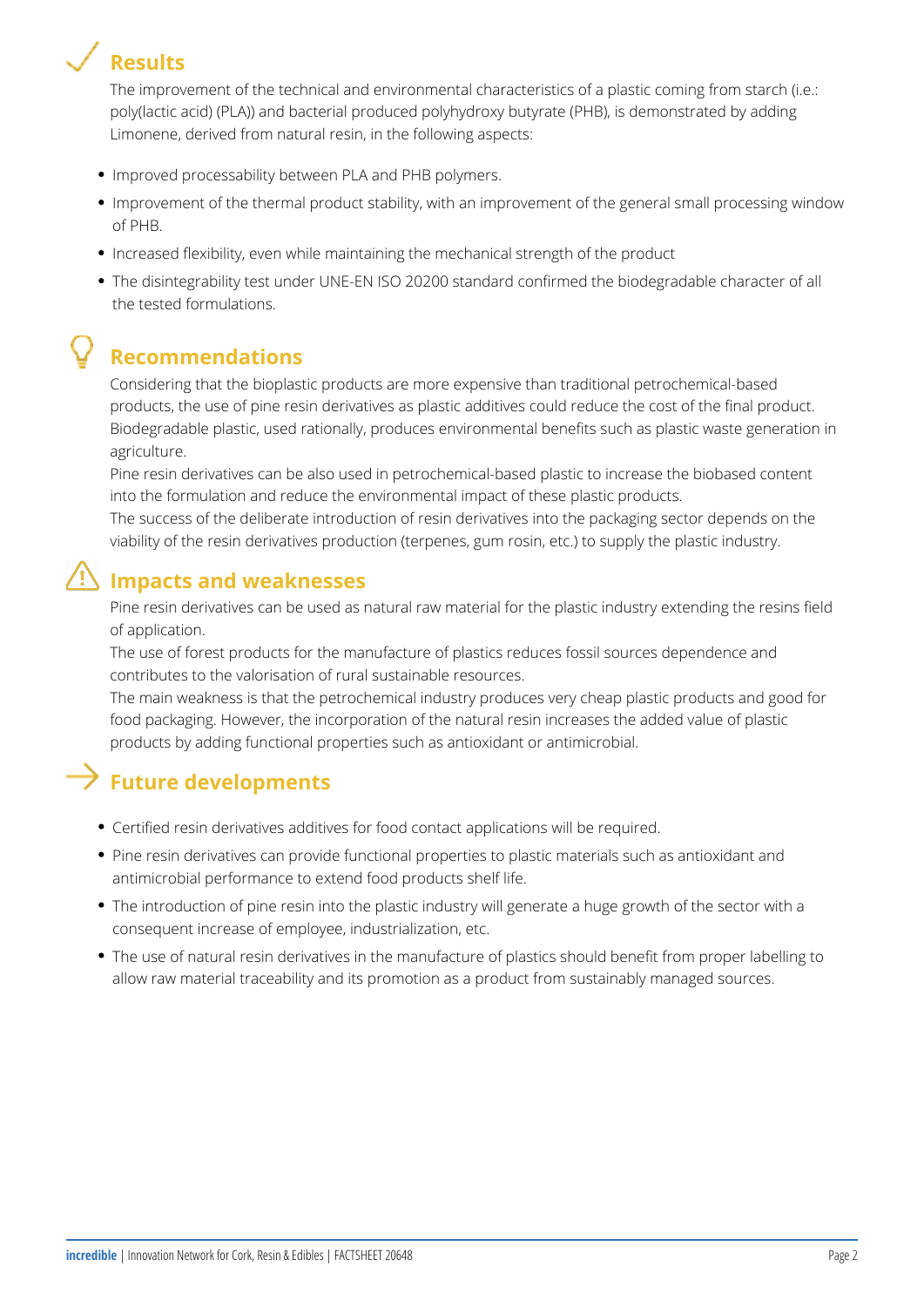## Results

The improvement of the technical and environmental characteristics of a plastic coming from starch (i.e.: poly(lactic acid) (PLA)) and bacterial produced polyhydroxy butyrate (PHB), is demonstrated by adding Limonene, derived from natural resin, in the following aspects:

- Improved processability between PLA and PHB polymers.
- Improvement of the thermal product stability, with an improvement of the general small processing window of PHB.
- Increased flexibility, even while maintaining the mechanical strength of the product
- The disintegrability test under UNE-EN ISO 20200 standard confirmed the biodegradable character of all the tested formulations.

## Recommendations

Considering that the bioplastic products are more expensive than traditional petrochemical-based products, the use of pine resin derivatives as plastic additives could reduce the cost of the final product. Biodegradable plastic, used rationally, produces environmental benefits such as plastic waste generation in agriculture.

Pine resin derivatives can be also used in petrochemical-based plastic to increase the biobased content into the formulation and reduce the environmental impact of these plastic products.

The success of the deliberate introduction of resin derivatives into the packaging sector depends on the viability of the resin derivatives production (terpenes, gum rosin, etc.) to supply the plastic industry.

## Impacts and weaknesses

Pine resin derivatives can be used as natural raw material for the plastic industry extending the resins field of application.

The use of forest products for the manufacture of plastics reduces fossil sources dependence and contributes to the valorisation of rural sustainable resources.

The main weakness is that the petrochemical industry produces very cheap plastic products and good for food packaging. However, the incorporation of the natural resin increases the added value of plastic products by adding functional properties such as antioxidant or antimicrobial.

## Future developments

- Certified resin derivatives additives for food contact applications will be required.
- Pine resin derivatives can provide functional properties to plastic materials such as antioxidant and antimicrobial performance to extend food products shelf life.
- The introduction of pine resin into the plastic industry will generate a huge growth of the sector with a consequent increase of employee, industrialization, etc.
- The use of natural resin derivatives in the manufacture of plastics should benefit from proper labelling to allow raw material traceability and its promotion as a product from sustainably managed sources.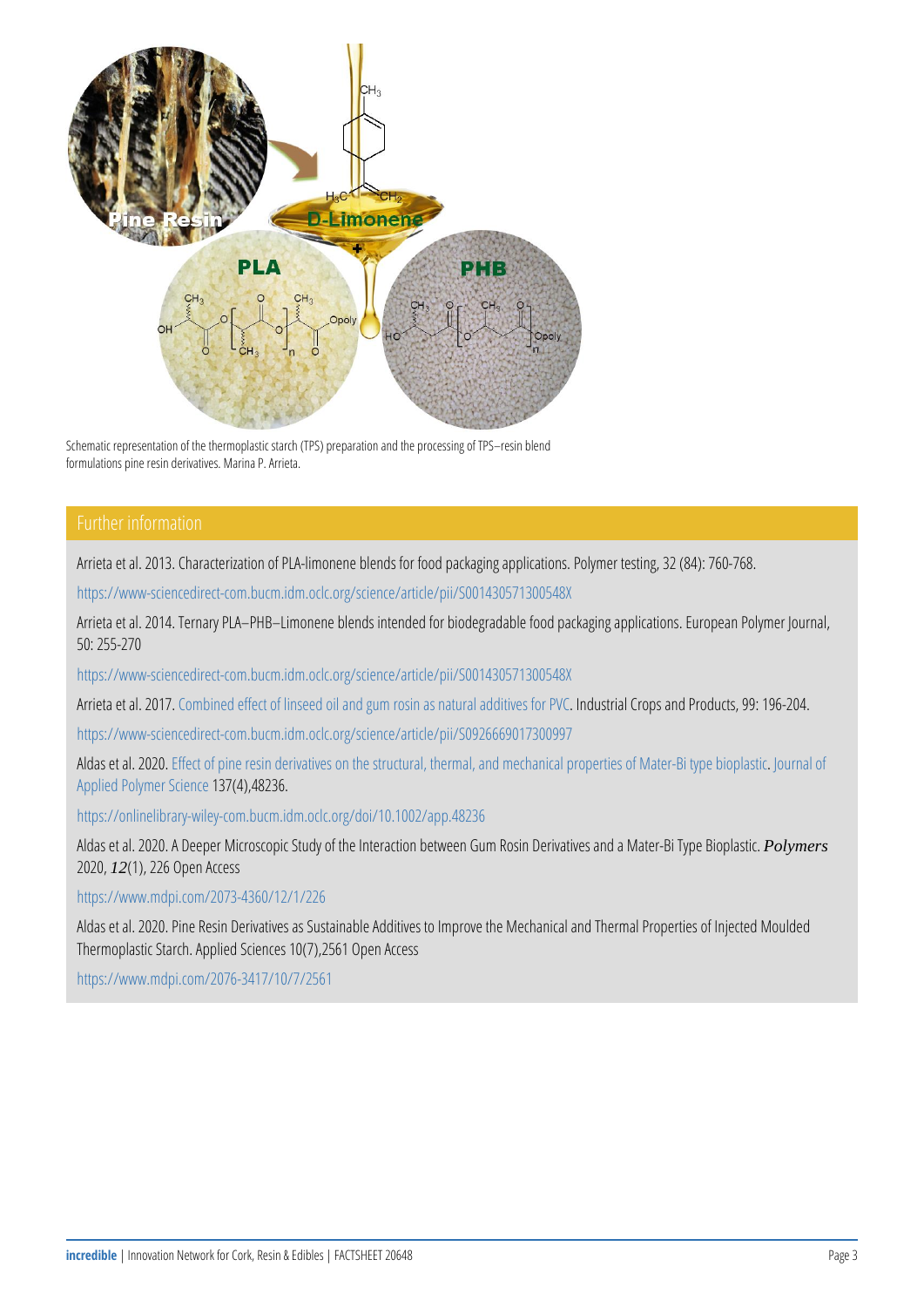Schematic representation of the thermoplastic starch (TPS) preparation and the processing of TPS–resin blend formulations pine resin derivatives. Marina P. Arrieta.

## Further information

Arrieta et al. 2013. Characterization of PLA-limonene blends for food packaging applications. Polymer testing, 32 (84): 760-768.

https://www-sciencedirect-com.bucm.idm.oclc.org/science/article/pii/S014294181300548X

Arrieta et al. 2014. Ternary PLA–PHB–Limonene blends intended for biodegradable food packaging applications. European Polymer Journal, 50: 255-270

https://www-sciencedirect-com.bucm.idm.oclc.org/science/article/pii/S014294181300548X

Arrieta et al. 2017. Combined effect of linseed oil and gum rosin as natural additives for PVC. Industrial Crops and Products, 99: 196-204.

https://www-sciencedirect-com.bucm.idm.oclc.org/science/article/pii/S0926669017300997

Aldas et al. 2020. Effect of pine resin derivatives on the structural, thermal, and mechanical properties of Mater-Bi type bioplastic. Journal of Applied Polymer Science 137(4),48236.

https://onlinelibrary-wiley-com.bucm.idm.oclc.org/doi/10.1002/app.48236

Aldas et al. 2020. A Deeper Microscopic Study of the Interaction between Gum Rosin Derivatives and a Mater-Bi Type Bioplastic. ***Polymers*** 2020, ***12***(1), 226 Open Access

https://www.mdpi.com/2073-4360/12/1/226

Aldas et al. 2020. Pine Resin Derivatives as Sustainable Additives to Improve the Mechanical and Thermal Properties of Injected Moulded Thermoplastic Starch. Applied Sciences 10(7),2561 Open Access

https://www.mdpi.com/2076-3417/10/7/2561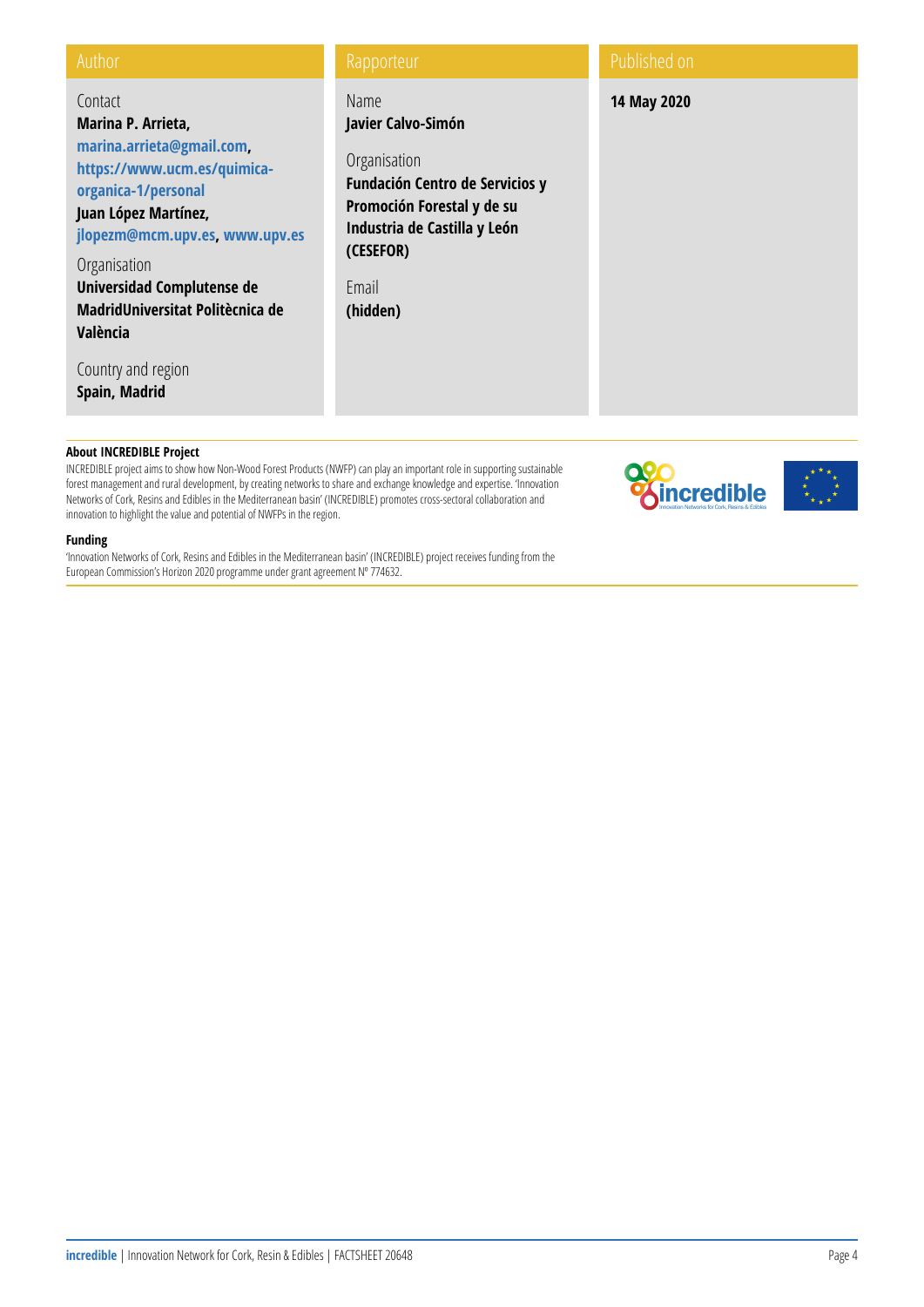| Author | Rapporteur | Published on |
| --- | --- | --- |
| Contact<br>**Marina P. Arrieta, marina.arrieta@gmail.com, https://www.ucm.es/quimica-organica-1/personal**<br>**Juan López Martínez, jlopezm@mcm.upv.es, www.upv.es**<br><br>Organisation<br>**Universidad Complutense de MadridUniversitat Politècnica de València**<br><br>Country and region<br>**Spain, Madrid** | Name<br>**Javier Calvo-Simón**<br><br>Organisation<br>**Fundación Centro de Servicios y Promoción Forestal y de su Industria de Castilla y León (CESEFOR)**<br><br>Email<br>**(hidden)** | **14 May 2020** |

**About INCREDIBLE Project**

INCREDIBLE project aims to show how Non-Wood Forest Products (NWFP) can play an important role in supporting sustainable forest management and rural development, by creating networks to share and exchange knowledge and expertise. 'Innovation Networks of Cork, Resins and Edibles in the Mediterranean basin' (INCREDIBLE) promotes cross-sectoral collaboration and innovation to highlight the value and potential of NWFPs in the region.

**Funding**

'Innovation Networks of Cork, Resins and Edibles in the Mediterranean basin' (INCREDIBLE) project receives funding from the European Commission's Horizon 2020 programme under grant agreement Nº 774632.